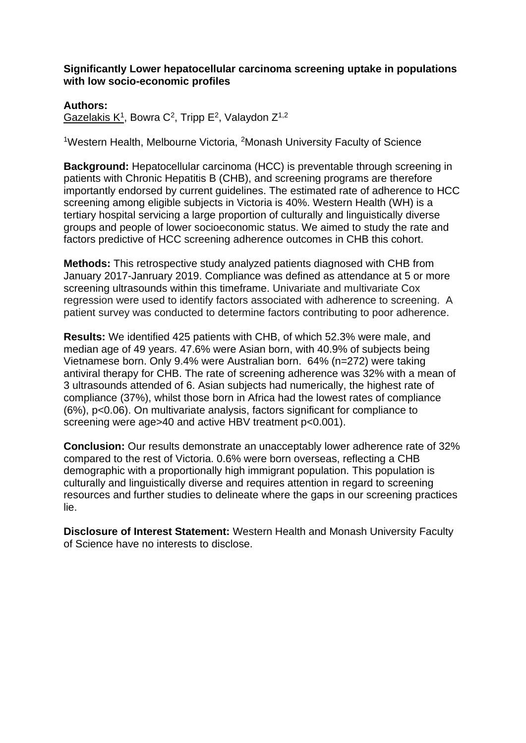**Significantly Lower hepatocellular carcinoma screening uptake in populations with low socio-economic profiles**

**Authors:**
Gazelakis K[1], Bowra C[2], Tripp E[2], Valaydon Z[1,2]

[1]Western Health, Melbourne Victoria, [2]Monash University Faculty of Science

**Background:** Hepatocellular carcinoma (HCC) is preventable through screening in patients with Chronic Hepatitis B (CHB), and screening programs are therefore importantly endorsed by current guidelines. The estimated rate of adherence to HCC screening among eligible subjects in Victoria is 40%. Western Health (WH) is a tertiary hospital servicing a large proportion of culturally and linguistically diverse groups and people of lower socioeconomic status. We aimed to study the rate and factors predictive of HCC screening adherence outcomes in CHB this cohort.

**Methods:** This retrospective study analyzed patients diagnosed with CHB from January 2017-Janruary 2019. Compliance was defined as attendance at 5 or more screening ultrasounds within this timeframe. Univariate and multivariate Cox regression were used to identify factors associated with adherence to screening. A patient survey was conducted to determine factors contributing to poor adherence.

**Results:** We identified 425 patients with CHB, of which 52.3% were male, and median age of 49 years. 47.6% were Asian born, with 40.9% of subjects being Vietnamese born. Only 9.4% were Australian born. 64% (n=272) were taking antiviral therapy for CHB. The rate of screening adherence was 32% with a mean of 3 ultrasounds attended of 6. Asian subjects had numerically, the highest rate of compliance (37%), whilst those born in Africa had the lowest rates of compliance (6%), $p<0.06$). On multivariate analysis, factors significant for compliance to screening were age>40 and active HBV treatment $p<0.001$).

**Conclusion:** Our results demonstrate an unacceptably lower adherence rate of 32% compared to the rest of Victoria. 0.6% were born overseas, reflecting a CHB demographic with a proportionally high immigrant population. This population is culturally and linguistically diverse and requires attention in regard to screening resources and further studies to delineate where the gaps in our screening practices lie.

**Disclosure of Interest Statement:** Western Health and Monash University Faculty of Science have no interests to disclose.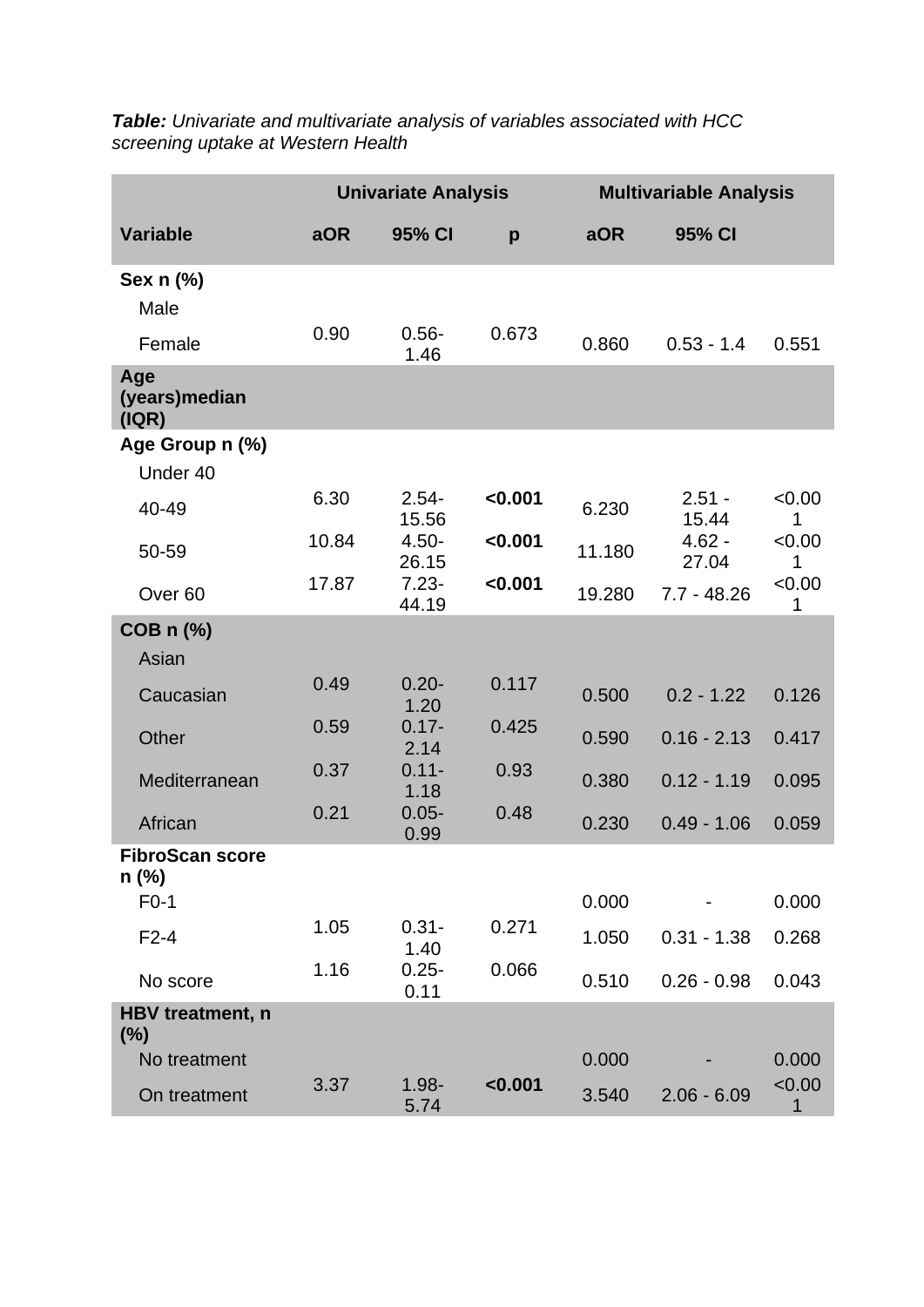***Table:*** *Univariate and multivariate analysis of variables associated with HCC screening uptake at Western Health*

| | Univariate Analysis | | | Multivariable Analysis | | |
|---|---|---|---|---|---|---|
| **Variable** | **aOR** | **95% CI** | **p** | **aOR** | **95% CI** | |
| **Sex n (%)** | | | | | | |
| Male | | | | | | |
| Female | 0.90 | 0.56-1.46 | 0.673 | 0.860 | 0.53 - 1.4 | 0.551 |
| **Age (years)median (IQR)** | | | | | | |
| **Age Group n (%)** | | | | | | |
| Under 40 | | | | | | |
| 40-49 | 6.30 | 2.54-15.56 | **<0.001** | 6.230 | 2.51 - 15.44 | <0.001 |
| 50-59 | 10.84 | 4.50-26.15 | **<0.001** | 11.180 | 4.62 - 27.04 | <0.001 |
| Over 60 | 17.87 | 7.23-44.19 | **<0.001** | 19.280 | 7.7 - 48.26 | <0.001 |
| **COB n (%)** | | | | | | |
| Asian | | | | | | |
| Caucasian | 0.49 | 0.20-1.20 | 0.117 | 0.500 | 0.2 - 1.22 | 0.126 |
| Other | 0.59 | 0.17-2.14 | 0.425 | 0.590 | 0.16 - 2.13 | 0.417 |
| Mediterranean | 0.37 | 0.11-1.18 | 0.93 | 0.380 | 0.12 - 1.19 | 0.095 |
| African | 0.21 | 0.05-0.99 | 0.48 | 0.230 | 0.49 - 1.06 | 0.059 |
| **FibroScan score n (%)** | | | | | | |
| F0-1 | | | | 0.000 | - | 0.000 |
| F2-4 | 1.05 | 0.31-1.40 | 0.271 | 1.050 | 0.31 - 1.38 | 0.268 |
| No score | 1.16 | 0.25-0.11 | 0.066 | 0.510 | 0.26 - 0.98 | 0.043 |
| **HBV treatment, n (%)** | | | | | | |
| No treatment | | | | 0.000 | - | 0.000 |
| On treatment | 3.37 | 1.98-5.74 | **<0.001** | 3.540 | 2.06 - 6.09 | <0.001 |